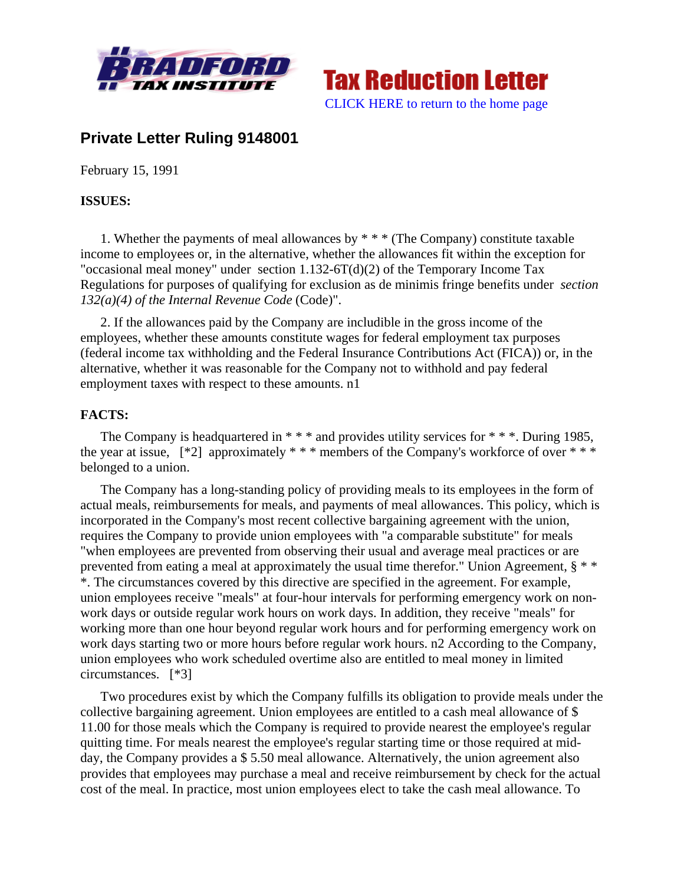**Tax Reduction Letter**

CLICK HERE to return to the home page

## Private Letter Ruling 9148001

February 15, 1991

**ISSUES:**

1. Whether the payments of meal allowances by * * * (The Company) constitute taxable income to employees or, in the alternative, whether the allowances fit within the exception for "occasional meal money" under section 1.132-6T(d)(2) of the Temporary Income Tax Regulations for purposes of qualifying for exclusion as de minimis fringe benefits under *section 132(a)(4) of the Internal Revenue Code* (Code)".

2. If the allowances paid by the Company are includible in the gross income of the employees, whether these amounts constitute wages for federal employment tax purposes (federal income tax withholding and the Federal Insurance Contributions Act (FICA)) or, in the alternative, whether it was reasonable for the Company not to withhold and pay federal employment taxes with respect to these amounts. n1

**FACTS:**

The Company is headquartered in * * * and provides utility services for * * *. During 1985, the year at issue, [*2] approximately * * * members of the Company's workforce of over * * * belonged to a union.

The Company has a long-standing policy of providing meals to its employees in the form of actual meals, reimbursements for meals, and payments of meal allowances. This policy, which is incorporated in the Company's most recent collective bargaining agreement with the union, requires the Company to provide union employees with "a comparable substitute" for meals "when employees are prevented from observing their usual and average meal practices or are prevented from eating a meal at approximately the usual time therefor." Union Agreement, § * * *. The circumstances covered by this directive are specified in the agreement. For example, union employees receive "meals" at four-hour intervals for performing emergency work on non-work days or outside regular work hours on work days. In addition, they receive "meals" for working more than one hour beyond regular work hours and for performing emergency work on work days starting two or more hours before regular work hours. n2 According to the Company, union employees who work scheduled overtime also are entitled to meal money in limited circumstances. [*3]

Two procedures exist by which the Company fulfills its obligation to provide meals under the collective bargaining agreement. Union employees are entitled to a cash meal allowance of $ 11.00 for those meals which the Company is required to provide nearest the employee's regular quitting time. For meals nearest the employee's regular starting time or those required at mid-day, the Company provides a $ 5.50 meal allowance. Alternatively, the union agreement also provides that employees may purchase a meal and receive reimbursement by check for the actual cost of the meal. In practice, most union employees elect to take the cash meal allowance. To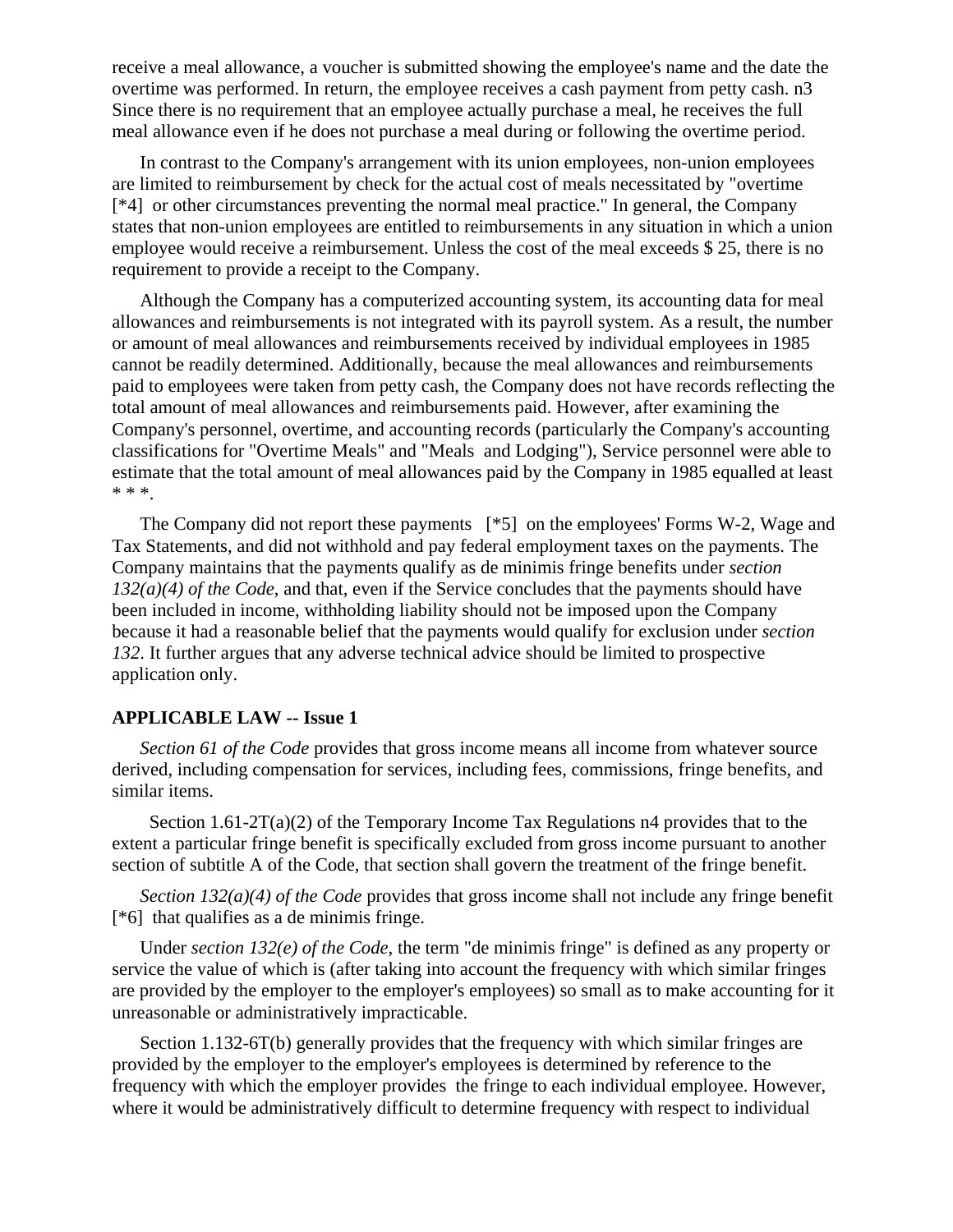receive a meal allowance, a voucher is submitted showing the employee's name and the date the overtime was performed. In return, the employee receives a cash payment from petty cash. n3 Since there is no requirement that an employee actually purchase a meal, he receives the full meal allowance even if he does not purchase a meal during or following the overtime period.

In contrast to the Company's arrangement with its union employees, non-union employees are limited to reimbursement by check for the actual cost of meals necessitated by "overtime [*4] or other circumstances preventing the normal meal practice." In general, the Company states that non-union employees are entitled to reimbursements in any situation in which a union employee would receive a reimbursement. Unless the cost of the meal exceeds $ 25, there is no requirement to provide a receipt to the Company.

Although the Company has a computerized accounting system, its accounting data for meal allowances and reimbursements is not integrated with its payroll system. As a result, the number or amount of meal allowances and reimbursements received by individual employees in 1985 cannot be readily determined. Additionally, because the meal allowances and reimbursements paid to employees were taken from petty cash, the Company does not have records reflecting the total amount of meal allowances and reimbursements paid. However, after examining the Company's personnel, overtime, and accounting records (particularly the Company's accounting classifications for "Overtime Meals" and "Meals and Lodging"), Service personnel were able to estimate that the total amount of meal allowances paid by the Company in 1985 equalled at least * * *.

The Company did not report these payments [*5] on the employees' Forms W-2, Wage and Tax Statements, and did not withhold and pay federal employment taxes on the payments. The Company maintains that the payments qualify as de minimis fringe benefits under *section 132(a)(4) of the Code*, and that, even if the Service concludes that the payments should have been included in income, withholding liability should not be imposed upon the Company because it had a reasonable belief that the payments would qualify for exclusion under *section 132*. It further argues that any adverse technical advice should be limited to prospective application only.

**APPLICABLE LAW -- Issue 1**

*Section 61 of the Code* provides that gross income means all income from whatever source derived, including compensation for services, including fees, commissions, fringe benefits, and similar items.

Section 1.61-2T(a)(2) of the Temporary Income Tax Regulations n4 provides that to the extent a particular fringe benefit is specifically excluded from gross income pursuant to another section of subtitle A of the Code, that section shall govern the treatment of the fringe benefit.

*Section 132(a)(4) of the Code* provides that gross income shall not include any fringe benefit [*6] that qualifies as a de minimis fringe.

Under *section 132(e) of the Code*, the term "de minimis fringe" is defined as any property or service the value of which is (after taking into account the frequency with which similar fringes are provided by the employer to the employer's employees) so small as to make accounting for it unreasonable or administratively impracticable.

Section 1.132-6T(b) generally provides that the frequency with which similar fringes are provided by the employer to the employer's employees is determined by reference to the frequency with which the employer provides the fringe to each individual employee. However, where it would be administratively difficult to determine frequency with respect to individual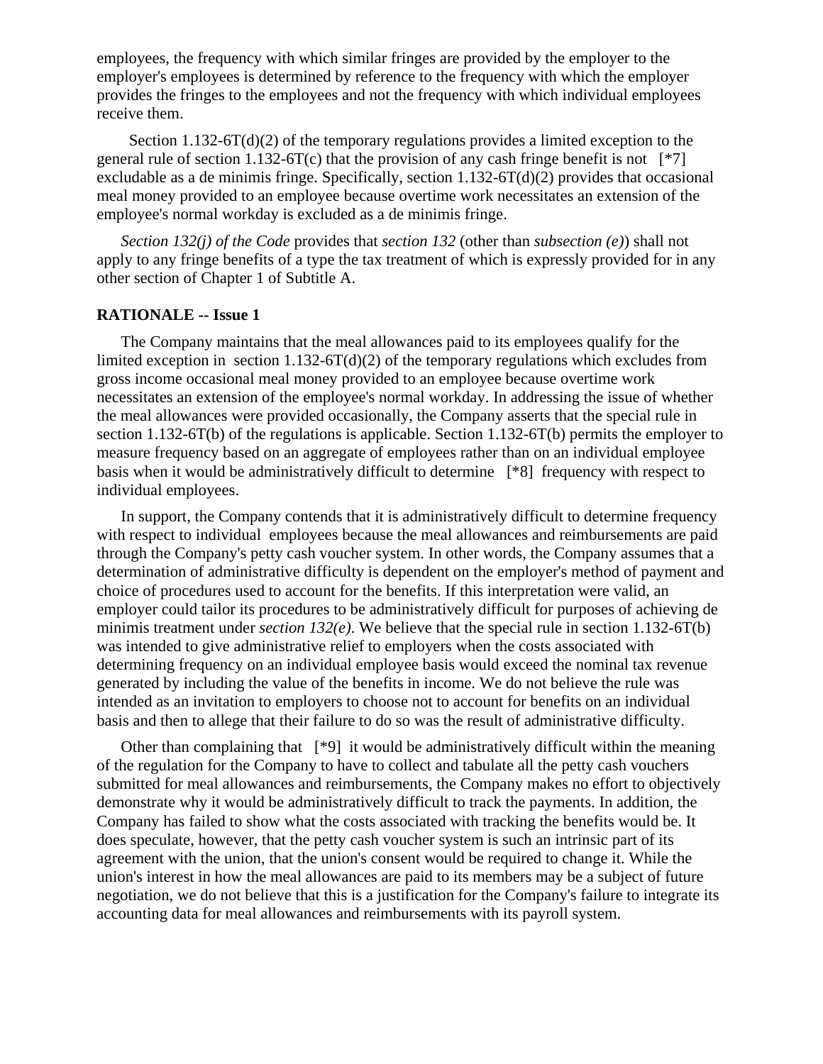employees, the frequency with which similar fringes are provided by the employer to the employer's employees is determined by reference to the frequency with which the employer provides the fringes to the employees and not the frequency with which individual employees receive them.

Section 1.132-6T(d)(2) of the temporary regulations provides a limited exception to the general rule of section 1.132-6T(c) that the provision of any cash fringe benefit is not [*7] excludable as a de minimis fringe. Specifically, section 1.132-6T(d)(2) provides that occasional meal money provided to an employee because overtime work necessitates an extension of the employee's normal workday is excluded as a de minimis fringe.

*Section 132(j) of the Code* provides that *section 132* (other than *subsection (e)*) shall not apply to any fringe benefits of a type the tax treatment of which is expressly provided for in any other section of Chapter 1 of Subtitle A.

**RATIONALE -- Issue 1**

The Company maintains that the meal allowances paid to its employees qualify for the limited exception in section 1.132-6T(d)(2) of the temporary regulations which excludes from gross income occasional meal money provided to an employee because overtime work necessitates an extension of the employee's normal workday. In addressing the issue of whether the meal allowances were provided occasionally, the Company asserts that the special rule in section 1.132-6T(b) of the regulations is applicable. Section 1.132-6T(b) permits the employer to measure frequency based on an aggregate of employees rather than on an individual employee basis when it would be administratively difficult to determine [*8] frequency with respect to individual employees.

In support, the Company contends that it is administratively difficult to determine frequency with respect to individual employees because the meal allowances and reimbursements are paid through the Company's petty cash voucher system. In other words, the Company assumes that a determination of administrative difficulty is dependent on the employer's method of payment and choice of procedures used to account for the benefits. If this interpretation were valid, an employer could tailor its procedures to be administratively difficult for purposes of achieving de minimis treatment under *section 132(e)*. We believe that the special rule in section 1.132-6T(b) was intended to give administrative relief to employers when the costs associated with determining frequency on an individual employee basis would exceed the nominal tax revenue generated by including the value of the benefits in income. We do not believe the rule was intended as an invitation to employers to choose not to account for benefits on an individual basis and then to allege that their failure to do so was the result of administrative difficulty.

Other than complaining that [*9] it would be administratively difficult within the meaning of the regulation for the Company to have to collect and tabulate all the petty cash vouchers submitted for meal allowances and reimbursements, the Company makes no effort to objectively demonstrate why it would be administratively difficult to track the payments. In addition, the Company has failed to show what the costs associated with tracking the benefits would be. It does speculate, however, that the petty cash voucher system is such an intrinsic part of its agreement with the union, that the union's consent would be required to change it. While the union's interest in how the meal allowances are paid to its members may be a subject of future negotiation, we do not believe that this is a justification for the Company's failure to integrate its accounting data for meal allowances and reimbursements with its payroll system.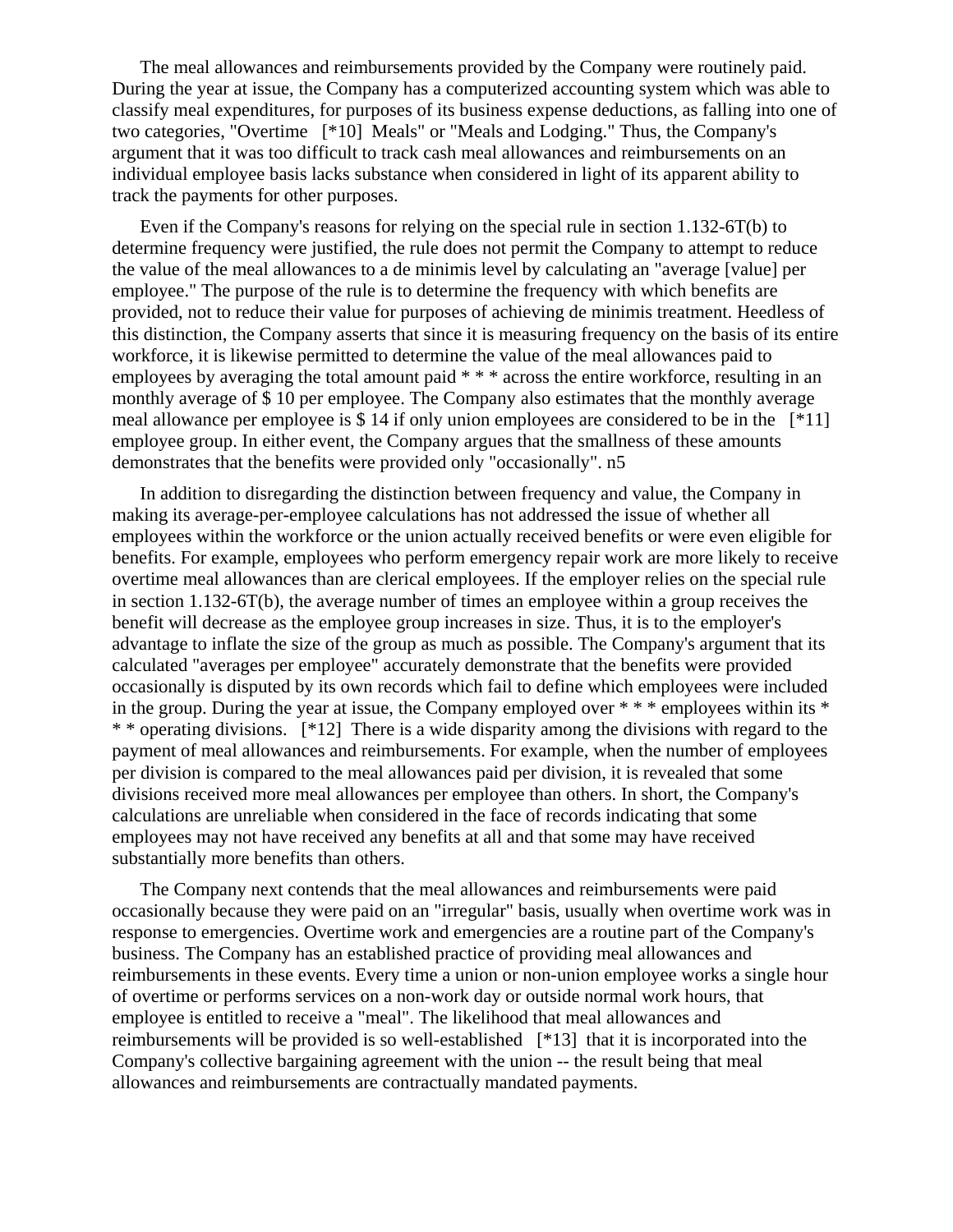The meal allowances and reimbursements provided by the Company were routinely paid. During the year at issue, the Company has a computerized accounting system which was able to classify meal expenditures, for purposes of its business expense deductions, as falling into one of two categories, "Overtime [*10] Meals" or "Meals and Lodging." Thus, the Company's argument that it was too difficult to track cash meal allowances and reimbursements on an individual employee basis lacks substance when considered in light of its apparent ability to track the payments for other purposes.

Even if the Company's reasons for relying on the special rule in section 1.132-6T(b) to determine frequency were justified, the rule does not permit the Company to attempt to reduce the value of the meal allowances to a de minimis level by calculating an "average [value] per employee." The purpose of the rule is to determine the frequency with which benefits are provided, not to reduce their value for purposes of achieving de minimis treatment. Heedless of this distinction, the Company asserts that since it is measuring frequency on the basis of its entire workforce, it is likewise permitted to determine the value of the meal allowances paid to employees by averaging the total amount paid * * * across the entire workforce, resulting in an monthly average of $ 10 per employee. The Company also estimates that the monthly average meal allowance per employee is $ 14 if only union employees are considered to be in the [*11] employee group. In either event, the Company argues that the smallness of these amounts demonstrates that the benefits were provided only "occasionally". n5

In addition to disregarding the distinction between frequency and value, the Company in making its average-per-employee calculations has not addressed the issue of whether all employees within the workforce or the union actually received benefits or were even eligible for benefits. For example, employees who perform emergency repair work are more likely to receive overtime meal allowances than are clerical employees. If the employer relies on the special rule in section 1.132-6T(b), the average number of times an employee within a group receives the benefit will decrease as the employee group increases in size. Thus, it is to the employer's advantage to inflate the size of the group as much as possible. The Company's argument that its calculated "averages per employee" accurately demonstrate that the benefits were provided occasionally is disputed by its own records which fail to define which employees were included in the group. During the year at issue, the Company employed over * * * employees within its * * * operating divisions. [*12] There is a wide disparity among the divisions with regard to the payment of meal allowances and reimbursements. For example, when the number of employees per division is compared to the meal allowances paid per division, it is revealed that some divisions received more meal allowances per employee than others. In short, the Company's calculations are unreliable when considered in the face of records indicating that some employees may not have received any benefits at all and that some may have received substantially more benefits than others.

The Company next contends that the meal allowances and reimbursements were paid occasionally because they were paid on an "irregular" basis, usually when overtime work was in response to emergencies. Overtime work and emergencies are a routine part of the Company's business. The Company has an established practice of providing meal allowances and reimbursements in these events. Every time a union or non-union employee works a single hour of overtime or performs services on a non-work day or outside normal work hours, that employee is entitled to receive a "meal". The likelihood that meal allowances and reimbursements will be provided is so well-established [*13] that it is incorporated into the Company's collective bargaining agreement with the union -- the result being that meal allowances and reimbursements are contractually mandated payments.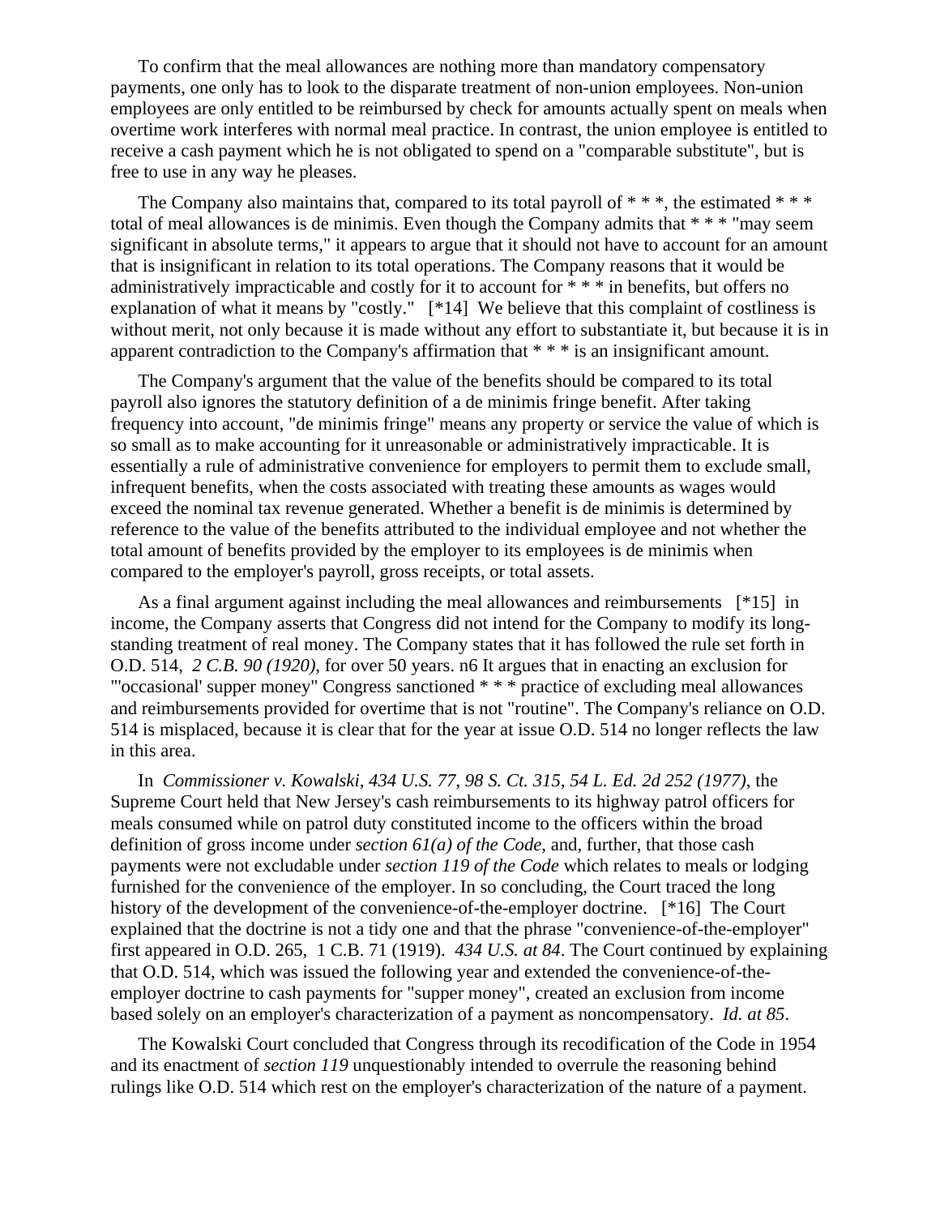To confirm that the meal allowances are nothing more than mandatory compensatory payments, one only has to look to the disparate treatment of non-union employees. Non-union employees are only entitled to be reimbursed by check for amounts actually spent on meals when overtime work interferes with normal meal practice. In contrast, the union employee is entitled to receive a cash payment which he is not obligated to spend on a "comparable substitute", but is free to use in any way he pleases.

The Company also maintains that, compared to its total payroll of * * *, the estimated * * * total of meal allowances is de minimis. Even though the Company admits that * * * "may seem significant in absolute terms," it appears to argue that it should not have to account for an amount that is insignificant in relation to its total operations. The Company reasons that it would be administratively impracticable and costly for it to account for * * * in benefits, but offers no explanation of what it means by "costly." [*14] We believe that this complaint of costliness is without merit, not only because it is made without any effort to substantiate it, but because it is in apparent contradiction to the Company's affirmation that * * * is an insignificant amount.

The Company's argument that the value of the benefits should be compared to its total payroll also ignores the statutory definition of a de minimis fringe benefit. After taking frequency into account, "de minimis fringe" means any property or service the value of which is so small as to make accounting for it unreasonable or administratively impracticable. It is essentially a rule of administrative convenience for employers to permit them to exclude small, infrequent benefits, when the costs associated with treating these amounts as wages would exceed the nominal tax revenue generated. Whether a benefit is de minimis is determined by reference to the value of the benefits attributed to the individual employee and not whether the total amount of benefits provided by the employer to its employees is de minimis when compared to the employer's payroll, gross receipts, or total assets.

As a final argument against including the meal allowances and reimbursements [*15] in income, the Company asserts that Congress did not intend for the Company to modify its long-standing treatment of real money. The Company states that it has followed the rule set forth in O.D. 514, *2 C.B. 90 (1920)*, for over 50 years. n6 It argues that in enacting an exclusion for "'occasional' supper money" Congress sanctioned * * * practice of excluding meal allowances and reimbursements provided for overtime that is not "routine". The Company's reliance on O.D. 514 is misplaced, because it is clear that for the year at issue O.D. 514 no longer reflects the law in this area.

In *Commissioner v. Kowalski, 434 U.S. 77, 98 S. Ct. 315, 54 L. Ed. 2d 252 (1977)*, the Supreme Court held that New Jersey's cash reimbursements to its highway patrol officers for meals consumed while on patrol duty constituted income to the officers within the broad definition of gross income under *section 61(a) of the Code*, and, further, that those cash payments were not excludable under *section 119 of the Code* which relates to meals or lodging furnished for the convenience of the employer. In so concluding, the Court traced the long history of the development of the convenience-of-the-employer doctrine. [*16] The Court explained that the doctrine is not a tidy one and that the phrase "convenience-of-the-employer" first appeared in O.D. 265, 1 C.B. 71 (1919). *434 U.S. at 84*. The Court continued by explaining that O.D. 514, which was issued the following year and extended the convenience-of-the-employer doctrine to cash payments for "supper money", created an exclusion from income based solely on an employer's characterization of a payment as noncompensatory. *Id. at 85*.

The Kowalski Court concluded that Congress through its recodification of the Code in 1954 and its enactment of *section 119* unquestionably intended to overrule the reasoning behind rulings like O.D. 514 which rest on the employer's characterization of the nature of a payment.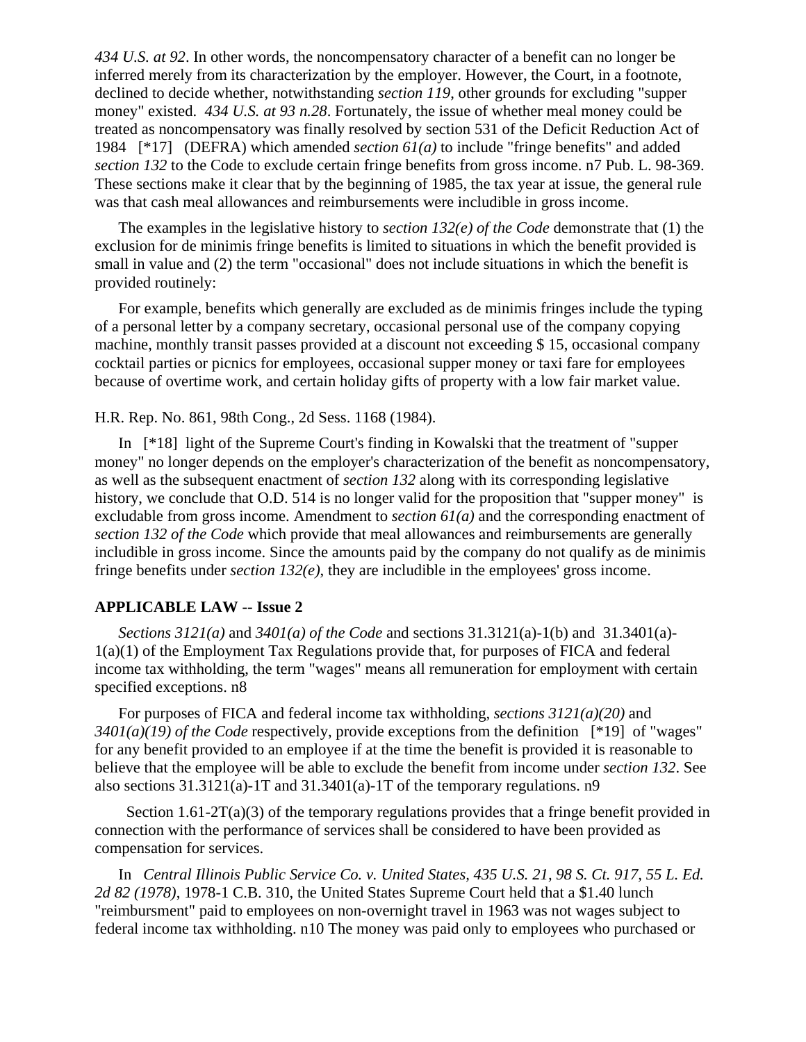*434 U.S. at 92*. In other words, the noncompensatory character of a benefit can no longer be inferred merely from its characterization by the employer. However, the Court, in a footnote, declined to decide whether, notwithstanding *section 119*, other grounds for excluding "supper money" existed. *434 U.S. at 93 n.28*. Fortunately, the issue of whether meal money could be treated as noncompensatory was finally resolved by section 531 of the Deficit Reduction Act of 1984 [*17] (DEFRA) which amended *section 61(a)* to include "fringe benefits" and added *section 132* to the Code to exclude certain fringe benefits from gross income. n7 Pub. L. 98-369. These sections make it clear that by the beginning of 1985, the tax year at issue, the general rule was that cash meal allowances and reimbursements were includible in gross income.

The examples in the legislative history to *section 132(e) of the Code* demonstrate that (1) the exclusion for de minimis fringe benefits is limited to situations in which the benefit provided is small in value and (2) the term "occasional" does not include situations in which the benefit is provided routinely:

For example, benefits which generally are excluded as de minimis fringes include the typing of a personal letter by a company secretary, occasional personal use of the company copying machine, monthly transit passes provided at a discount not exceeding $ 15, occasional company cocktail parties or picnics for employees, occasional supper money or taxi fare for employees because of overtime work, and certain holiday gifts of property with a low fair market value.

H.R. Rep. No. 861, 98th Cong., 2d Sess. 1168 (1984).

In [*18] light of the Supreme Court's finding in Kowalski that the treatment of "supper money" no longer depends on the employer's characterization of the benefit as noncompensatory, as well as the subsequent enactment of *section 132* along with its corresponding legislative history, we conclude that O.D. 514 is no longer valid for the proposition that "supper money" is excludable from gross income. Amendment to *section 61(a)* and the corresponding enactment of *section 132 of the Code* which provide that meal allowances and reimbursements are generally includible in gross income. Since the amounts paid by the company do not qualify as de minimis fringe benefits under *section 132(e)*, they are includible in the employees' gross income.

**APPLICABLE LAW -- Issue 2**

*Sections 3121(a)* and *3401(a) of the Code* and sections 31.3121(a)-1(b) and 31.3401(a)-1(a)(1) of the Employment Tax Regulations provide that, for purposes of FICA and federal income tax withholding, the term "wages" means all remuneration for employment with certain specified exceptions. n8

For purposes of FICA and federal income tax withholding, *sections 3121(a)(20)* and *3401(a)(19) of the Code* respectively, provide exceptions from the definition [*19] of "wages" for any benefit provided to an employee if at the time the benefit is provided it is reasonable to believe that the employee will be able to exclude the benefit from income under *section 132*. See also sections 31.3121(a)-1T and 31.3401(a)-1T of the temporary regulations. n9

Section 1.61-2T(a)(3) of the temporary regulations provides that a fringe benefit provided in connection with the performance of services shall be considered to have been provided as compensation for services.

In *Central Illinois Public Service Co. v. United States, 435 U.S. 21, 98 S. Ct. 917, 55 L. Ed. 2d 82 (1978)*, 1978-1 C.B. 310, the United States Supreme Court held that a $1.40 lunch "reimbursment" paid to employees on non-overnight travel in 1963 was not wages subject to federal income tax withholding. n10 The money was paid only to employees who purchased or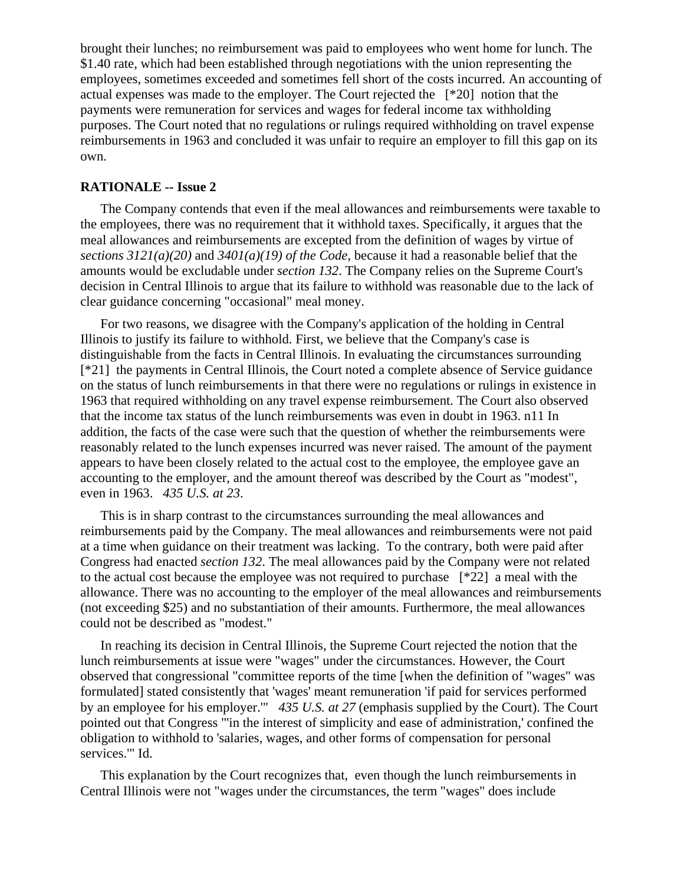brought their lunches; no reimbursement was paid to employees who went home for lunch. The $1.40 rate, which had been established through negotiations with the union representing the employees, sometimes exceeded and sometimes fell short of the costs incurred. An accounting of actual expenses was made to the employer. The Court rejected the [*20] notion that the payments were remuneration for services and wages for federal income tax withholding purposes. The Court noted that no regulations or rulings required withholding on travel expense reimbursements in 1963 and concluded it was unfair to require an employer to fill this gap on its own.

**RATIONALE -- Issue 2**

The Company contends that even if the meal allowances and reimbursements were taxable to the employees, there was no requirement that it withhold taxes. Specifically, it argues that the meal allowances and reimbursements are excepted from the definition of wages by virtue of *sections 3121(a)(20)* and *3401(a)(19) of the Code*, because it had a reasonable belief that the amounts would be excludable under *section 132*. The Company relies on the Supreme Court's decision in Central Illinois to argue that its failure to withhold was reasonable due to the lack of clear guidance concerning "occasional" meal money.

For two reasons, we disagree with the Company's application of the holding in Central Illinois to justify its failure to withhold. First, we believe that the Company's case is distinguishable from the facts in Central Illinois. In evaluating the circumstances surrounding [*21] the payments in Central Illinois, the Court noted a complete absence of Service guidance on the status of lunch reimbursements in that there were no regulations or rulings in existence in 1963 that required withholding on any travel expense reimbursement. The Court also observed that the income tax status of the lunch reimbursements was even in doubt in 1963. n11 In addition, the facts of the case were such that the question of whether the reimbursements were reasonably related to the lunch expenses incurred was never raised. The amount of the payment appears to have been closely related to the actual cost to the employee, the employee gave an accounting to the employer, and the amount thereof was described by the Court as "modest", even in 1963. *435 U.S. at 23*.

This is in sharp contrast to the circumstances surrounding the meal allowances and reimbursements paid by the Company. The meal allowances and reimbursements were not paid at a time when guidance on their treatment was lacking. To the contrary, both were paid after Congress had enacted *section 132*. The meal allowances paid by the Company were not related to the actual cost because the employee was not required to purchase [*22] a meal with the allowance. There was no accounting to the employer of the meal allowances and reimbursements (not exceeding $25) and no substantiation of their amounts. Furthermore, the meal allowances could not be described as "modest."

In reaching its decision in Central Illinois, the Supreme Court rejected the notion that the lunch reimbursements at issue were "wages" under the circumstances. However, the Court observed that congressional "committee reports of the time [when the definition of "wages" was formulated] stated consistently that 'wages' meant remuneration 'if paid for services performed by an employee for his employer.'" *435 U.S. at 27* (emphasis supplied by the Court). The Court pointed out that Congress "'in the interest of simplicity and ease of administration,' confined the obligation to withhold to 'salaries, wages, and other forms of compensation for personal services.'" Id.

This explanation by the Court recognizes that, even though the lunch reimbursements in Central Illinois were not "wages under the circumstances, the term "wages" does include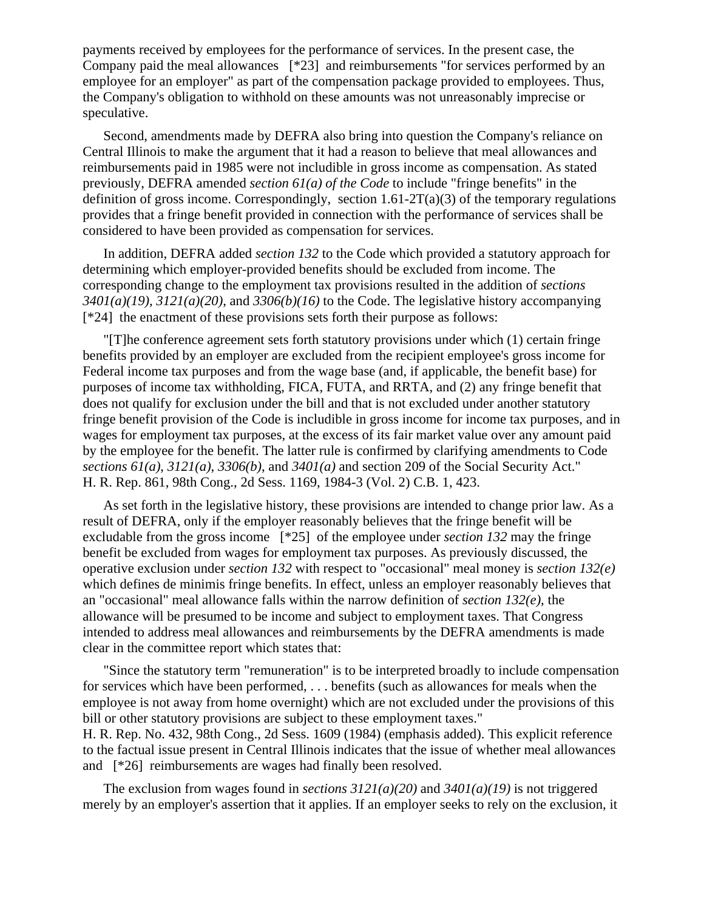payments received by employees for the performance of services. In the present case, the Company paid the meal allowances [*23] and reimbursements "for services performed by an employee for an employer" as part of the compensation package provided to employees. Thus, the Company's obligation to withhold on these amounts was not unreasonably imprecise or speculative.

Second, amendments made by DEFRA also bring into question the Company's reliance on Central Illinois to make the argument that it had a reason to believe that meal allowances and reimbursements paid in 1985 were not includible in gross income as compensation. As stated previously, DEFRA amended *section 61(a) of the Code* to include "fringe benefits" in the definition of gross income. Correspondingly, section 1.61-2T(a)(3) of the temporary regulations provides that a fringe benefit provided in connection with the performance of services shall be considered to have been provided as compensation for services.

In addition, DEFRA added *section 132* to the Code which provided a statutory approach for determining which employer-provided benefits should be excluded from income. The corresponding change to the employment tax provisions resulted in the addition of *sections 3401(a)(19), 3121(a)(20),* and *3306(b)(16)* to the Code. The legislative history accompanying [*24] the enactment of these provisions sets forth their purpose as follows:

"[T]he conference agreement sets forth statutory provisions under which (1) certain fringe benefits provided by an employer are excluded from the recipient employee's gross income for Federal income tax purposes and from the wage base (and, if applicable, the benefit base) for purposes of income tax withholding, FICA, FUTA, and RRTA, and (2) any fringe benefit that does not qualify for exclusion under the bill and that is not excluded under another statutory fringe benefit provision of the Code is includible in gross income for income tax purposes, and in wages for employment tax purposes, at the excess of its fair market value over any amount paid by the employee for the benefit. The latter rule is confirmed by clarifying amendments to Code *sections 61(a), 3121(a), 3306(b),* and *3401(a)* and section 209 of the Social Security Act." H. R. Rep. 861, 98th Cong., 2d Sess. 1169, 1984-3 (Vol. 2) C.B. 1, 423.

As set forth in the legislative history, these provisions are intended to change prior law. As a result of DEFRA, only if the employer reasonably believes that the fringe benefit will be excludable from the gross income [*25] of the employee under *section 132* may the fringe benefit be excluded from wages for employment tax purposes. As previously discussed, the operative exclusion under *section 132* with respect to "occasional" meal money is *section 132(e)* which defines de minimis fringe benefits. In effect, unless an employer reasonably believes that an "occasional" meal allowance falls within the narrow definition of *section 132(e)*, the allowance will be presumed to be income and subject to employment taxes. That Congress intended to address meal allowances and reimbursements by the DEFRA amendments is made clear in the committee report which states that:

"Since the statutory term "remuneration" is to be interpreted broadly to include compensation for services which have been performed, . . . benefits (such as allowances for meals when the employee is not away from home overnight) which are not excluded under the provisions of this bill or other statutory provisions are subject to these employment taxes."
H. R. Rep. No. 432, 98th Cong., 2d Sess. 1609 (1984) (emphasis added). This explicit reference to the factual issue present in Central Illinois indicates that the issue of whether meal allowances and [*26] reimbursements are wages had finally been resolved.

The exclusion from wages found in *sections 3121(a)(20)* and *3401(a)(19)* is not triggered merely by an employer's assertion that it applies. If an employer seeks to rely on the exclusion, it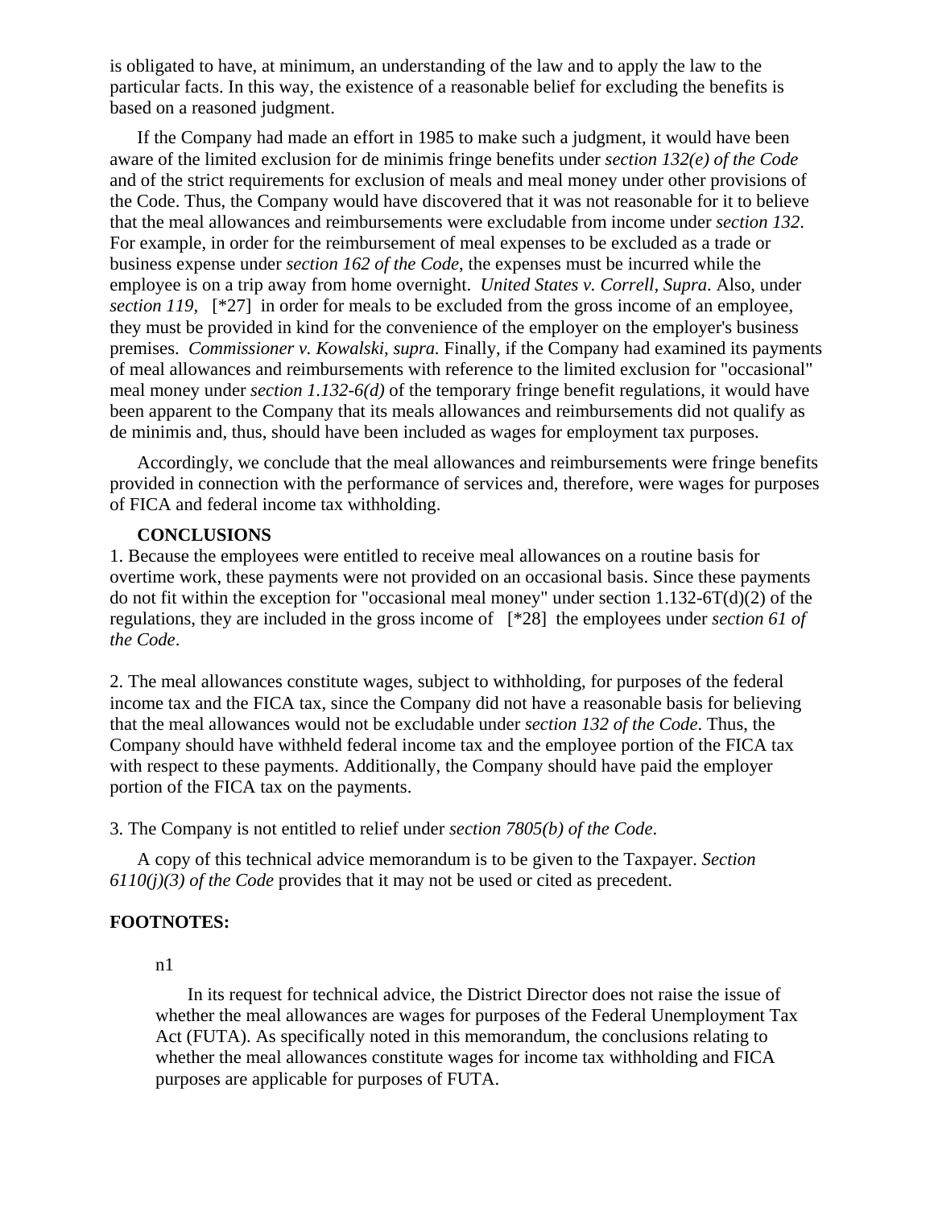is obligated to have, at minimum, an understanding of the law and to apply the law to the particular facts. In this way, the existence of a reasonable belief for excluding the benefits is based on a reasoned judgment.

If the Company had made an effort in 1985 to make such a judgment, it would have been aware of the limited exclusion for de minimis fringe benefits under *section 132(e) of the Code* and of the strict requirements for exclusion of meals and meal money under other provisions of the Code. Thus, the Company would have discovered that it was not reasonable for it to believe that the meal allowances and reimbursements were excludable from income under *section 132*. For example, in order for the reimbursement of meal expenses to be excluded as a trade or business expense under *section 162 of the Code*, the expenses must be incurred while the employee is on a trip away from home overnight. *United States v. Correll, Supra*. Also, under *section 119*, [*27] in order for meals to be excluded from the gross income of an employee, they must be provided in kind for the convenience of the employer on the employer's business premises. *Commissioner v. Kowalski, supra*. Finally, if the Company had examined its payments of meal allowances and reimbursements with reference to the limited exclusion for "occasional" meal money under *section 1.132-6(d)* of the temporary fringe benefit regulations, it would have been apparent to the Company that its meals allowances and reimbursements did not qualify as de minimis and, thus, should have been included as wages for employment tax purposes.

Accordingly, we conclude that the meal allowances and reimbursements were fringe benefits provided in connection with the performance of services and, therefore, were wages for purposes of FICA and federal income tax withholding.

**CONCLUSIONS**

1. Because the employees were entitled to receive meal allowances on a routine basis for overtime work, these payments were not provided on an occasional basis. Since these payments do not fit within the exception for "occasional meal money" under section 1.132-6T(d)(2) of the regulations, they are included in the gross income of [*28] the employees under *section 61 of the Code*.

2. The meal allowances constitute wages, subject to withholding, for purposes of the federal income tax and the FICA tax, since the Company did not have a reasonable basis for believing that the meal allowances would not be excludable under *section 132 of the Code*. Thus, the Company should have withheld federal income tax and the employee portion of the FICA tax with respect to these payments. Additionally, the Company should have paid the employer portion of the FICA tax on the payments.

3. The Company is not entitled to relief under *section 7805(b) of the Code*.

A copy of this technical advice memorandum is to be given to the Taxpayer. *Section 6110(j)(3) of the Code* provides that it may not be used or cited as precedent.

**FOOTNOTES:**

n1

In its request for technical advice, the District Director does not raise the issue of whether the meal allowances are wages for purposes of the Federal Unemployment Tax Act (FUTA). As specifically noted in this memorandum, the conclusions relating to whether the meal allowances constitute wages for income tax withholding and FICA purposes are applicable for purposes of FUTA.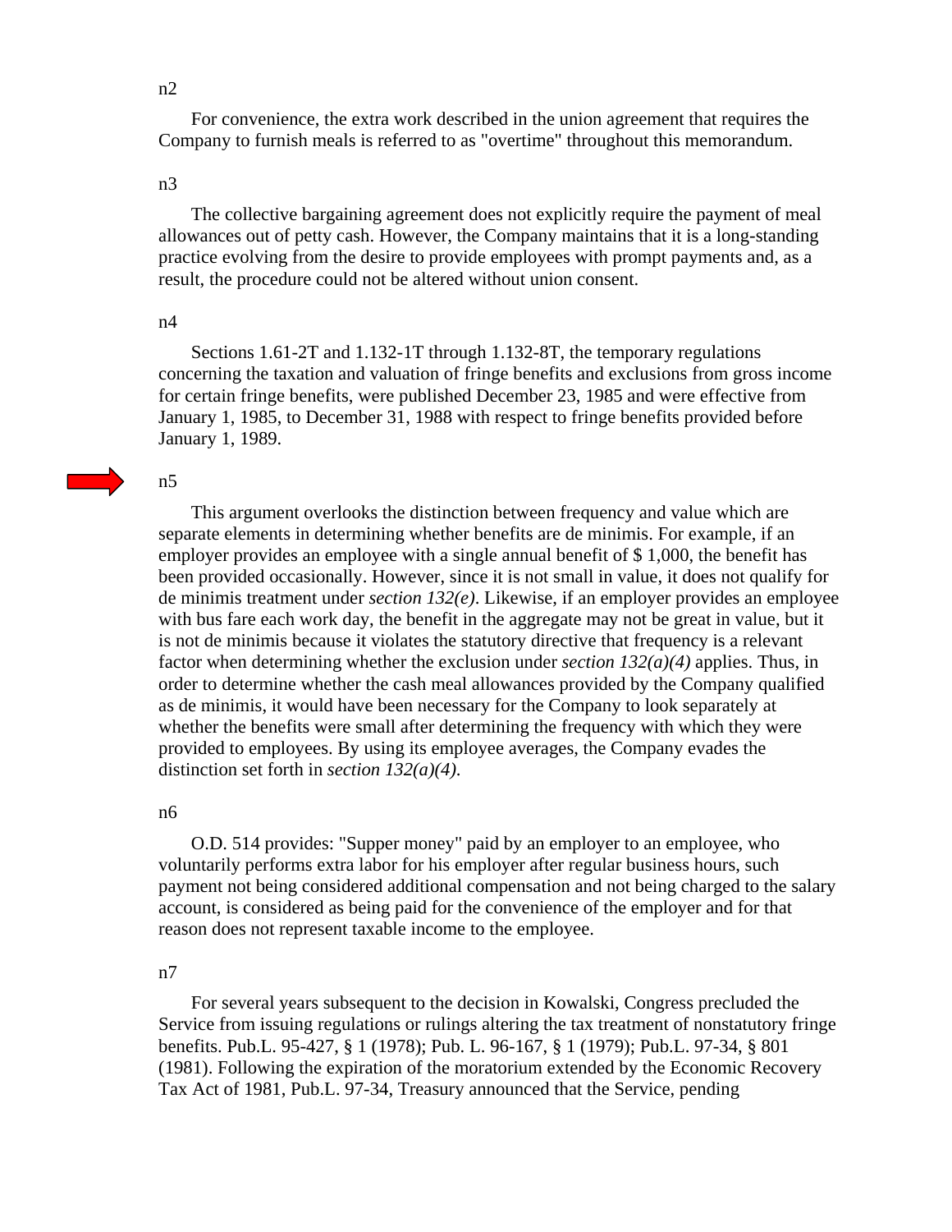n2

For convenience, the extra work described in the union agreement that requires the Company to furnish meals is referred to as "overtime" throughout this memorandum.

n3

The collective bargaining agreement does not explicitly require the payment of meal allowances out of petty cash. However, the Company maintains that it is a long-standing practice evolving from the desire to provide employees with prompt payments and, as a result, the procedure could not be altered without union consent.

n4

Sections 1.61-2T and 1.132-1T through 1.132-8T, the temporary regulations concerning the taxation and valuation of fringe benefits and exclusions from gross income for certain fringe benefits, were published December 23, 1985 and were effective from January 1, 1985, to December 31, 1988 with respect to fringe benefits provided before January 1, 1989.

n5

This argument overlooks the distinction between frequency and value which are separate elements in determining whether benefits are de minimis. For example, if an employer provides an employee with a single annual benefit of $ 1,000, the benefit has been provided occasionally. However, since it is not small in value, it does not qualify for de minimis treatment under *section 132(e)*. Likewise, if an employer provides an employee with bus fare each work day, the benefit in the aggregate may not be great in value, but it is not de minimis because it violates the statutory directive that frequency is a relevant factor when determining whether the exclusion under *section 132(a)(4)* applies. Thus, in order to determine whether the cash meal allowances provided by the Company qualified as de minimis, it would have been necessary for the Company to look separately at whether the benefits were small after determining the frequency with which they were provided to employees. By using its employee averages, the Company evades the distinction set forth in *section 132(a)(4)*.

n6

O.D. 514 provides: "Supper money" paid by an employer to an employee, who voluntarily performs extra labor for his employer after regular business hours, such payment not being considered additional compensation and not being charged to the salary account, is considered as being paid for the convenience of the employer and for that reason does not represent taxable income to the employee.

n7

For several years subsequent to the decision in Kowalski, Congress precluded the Service from issuing regulations or rulings altering the tax treatment of nonstatutory fringe benefits. Pub.L. 95-427, § 1 (1978); Pub. L. 96-167, § 1 (1979); Pub.L. 97-34, § 801 (1981). Following the expiration of the moratorium extended by the Economic Recovery Tax Act of 1981, Pub.L. 97-34, Treasury announced that the Service, pending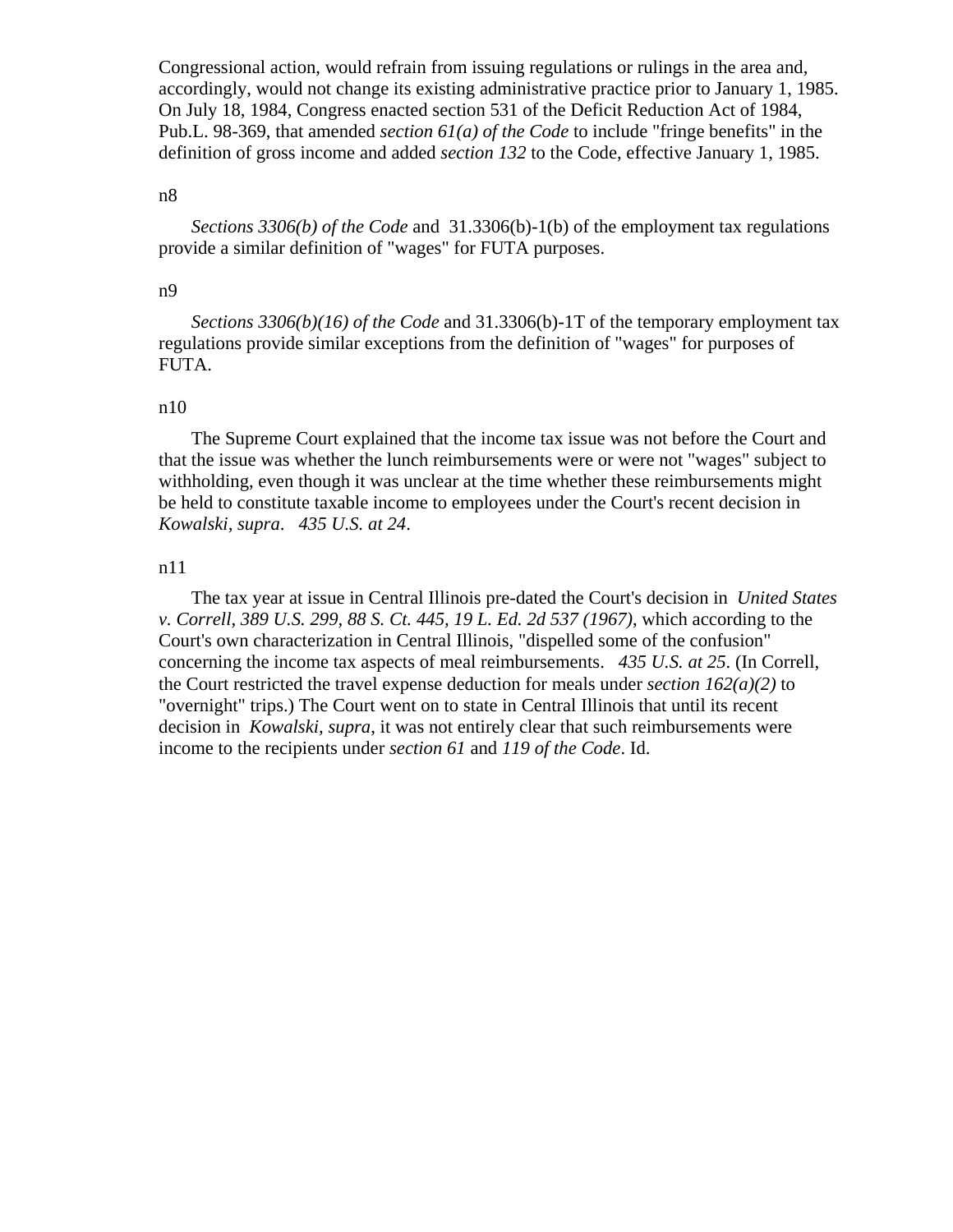Congressional action, would refrain from issuing regulations or rulings in the area and, accordingly, would not change its existing administrative practice prior to January 1, 1985. On July 18, 1984, Congress enacted section 531 of the Deficit Reduction Act of 1984, Pub.L. 98-369, that amended *section 61(a) of the Code* to include "fringe benefits" in the definition of gross income and added *section 132* to the Code, effective January 1, 1985.

n8

*Sections 3306(b) of the Code* and 31.3306(b)-1(b) of the employment tax regulations provide a similar definition of "wages" for FUTA purposes.

n9

*Sections 3306(b)(16) of the Code* and 31.3306(b)-1T of the temporary employment tax regulations provide similar exceptions from the definition of "wages" for purposes of FUTA.

n10

The Supreme Court explained that the income tax issue was not before the Court and that the issue was whether the lunch reimbursements were or were not "wages" subject to withholding, even though it was unclear at the time whether these reimbursements might be held to constitute taxable income to employees under the Court's recent decision in *Kowalski, supra*. *435 U.S. at 24*.

n11

The tax year at issue in Central Illinois pre-dated the Court's decision in *United States v. Correll, 389 U.S. 299, 88 S. Ct. 445, 19 L. Ed. 2d 537 (1967)*, which according to the Court's own characterization in Central Illinois, "dispelled some of the confusion" concerning the income tax aspects of meal reimbursements. *435 U.S. at 25*. (In Correll, the Court restricted the travel expense deduction for meals under *section 162(a)(2)* to "overnight" trips.) The Court went on to state in Central Illinois that until its recent decision in *Kowalski, supra*, it was not entirely clear that such reimbursements were income to the recipients under *section 61* and *119 of the Code*. Id.